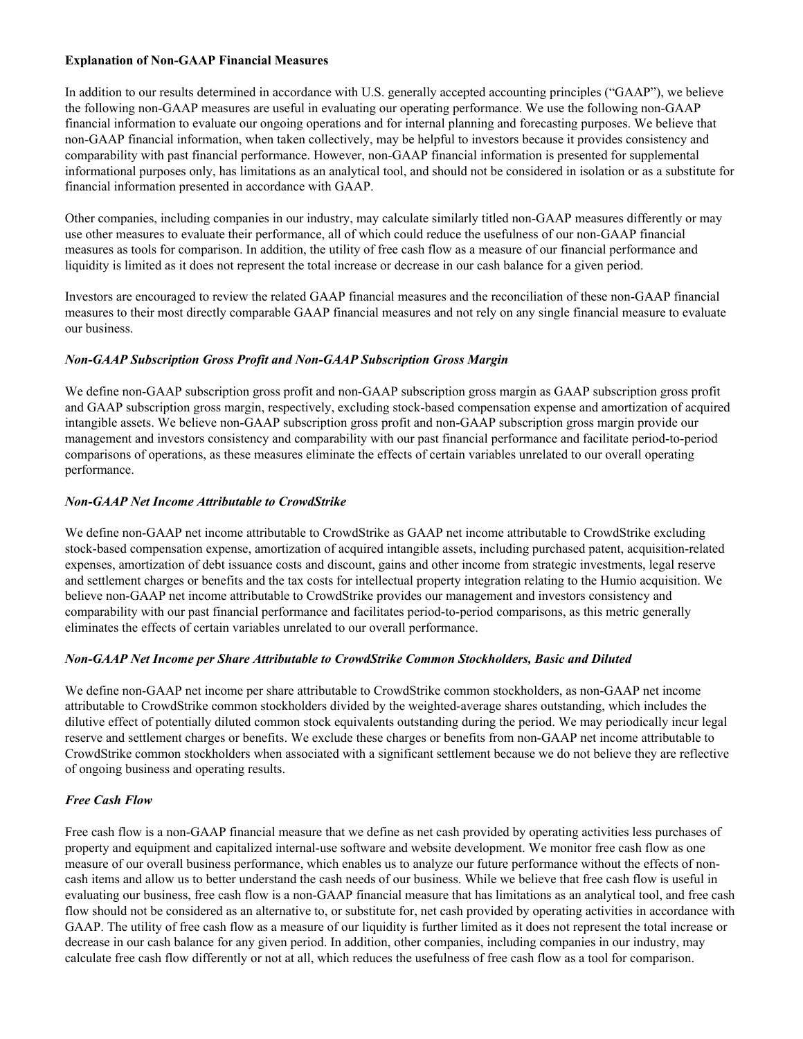**Explanation of Non-GAAP Financial Measures**

In addition to our results determined in accordance with U.S. generally accepted accounting principles ("GAAP"), we believe the following non-GAAP measures are useful in evaluating our operating performance. We use the following non-GAAP financial information to evaluate our ongoing operations and for internal planning and forecasting purposes. We believe that non-GAAP financial information, when taken collectively, may be helpful to investors because it provides consistency and comparability with past financial performance. However, non-GAAP financial information is presented for supplemental informational purposes only, has limitations as an analytical tool, and should not be considered in isolation or as a substitute for financial information presented in accordance with GAAP.

Other companies, including companies in our industry, may calculate similarly titled non-GAAP measures differently or may use other measures to evaluate their performance, all of which could reduce the usefulness of our non-GAAP financial measures as tools for comparison. In addition, the utility of free cash flow as a measure of our financial performance and liquidity is limited as it does not represent the total increase or decrease in our cash balance for a given period.

Investors are encouraged to review the related GAAP financial measures and the reconciliation of these non-GAAP financial measures to their most directly comparable GAAP financial measures and not rely on any single financial measure to evaluate our business.

***Non-GAAP Subscription Gross Profit and Non-GAAP Subscription Gross Margin***

We define non-GAAP subscription gross profit and non-GAAP subscription gross margin as GAAP subscription gross profit and GAAP subscription gross margin, respectively, excluding stock-based compensation expense and amortization of acquired intangible assets. We believe non-GAAP subscription gross profit and non-GAAP subscription gross margin provide our management and investors consistency and comparability with our past financial performance and facilitate period-to-period comparisons of operations, as these measures eliminate the effects of certain variables unrelated to our overall operating performance.

***Non-GAAP Net Income Attributable to CrowdStrike***

We define non-GAAP net income attributable to CrowdStrike as GAAP net income attributable to CrowdStrike excluding stock-based compensation expense, amortization of acquired intangible assets, including purchased patent, acquisition-related expenses, amortization of debt issuance costs and discount, gains and other income from strategic investments, legal reserve and settlement charges or benefits and the tax costs for intellectual property integration relating to the Humio acquisition. We believe non-GAAP net income attributable to CrowdStrike provides our management and investors consistency and comparability with our past financial performance and facilitates period-to-period comparisons, as this metric generally eliminates the effects of certain variables unrelated to our overall performance.

***Non-GAAP Net Income per Share Attributable to CrowdStrike Common Stockholders, Basic and Diluted***

We define non-GAAP net income per share attributable to CrowdStrike common stockholders, as non-GAAP net income attributable to CrowdStrike common stockholders divided by the weighted-average shares outstanding, which includes the dilutive effect of potentially diluted common stock equivalents outstanding during the period. We may periodically incur legal reserve and settlement charges or benefits. We exclude these charges or benefits from non-GAAP net income attributable to CrowdStrike common stockholders when associated with a significant settlement because we do not believe they are reflective of ongoing business and operating results.

***Free Cash Flow***

Free cash flow is a non-GAAP financial measure that we define as net cash provided by operating activities less purchases of property and equipment and capitalized internal-use software and website development. We monitor free cash flow as one measure of our overall business performance, which enables us to analyze our future performance without the effects of non-cash items and allow us to better understand the cash needs of our business. While we believe that free cash flow is useful in evaluating our business, free cash flow is a non-GAAP financial measure that has limitations as an analytical tool, and free cash flow should not be considered as an alternative to, or substitute for, net cash provided by operating activities in accordance with GAAP. The utility of free cash flow as a measure of our liquidity is further limited as it does not represent the total increase or decrease in our cash balance for any given period. In addition, other companies, including companies in our industry, may calculate free cash flow differently or not at all, which reduces the usefulness of free cash flow as a tool for comparison.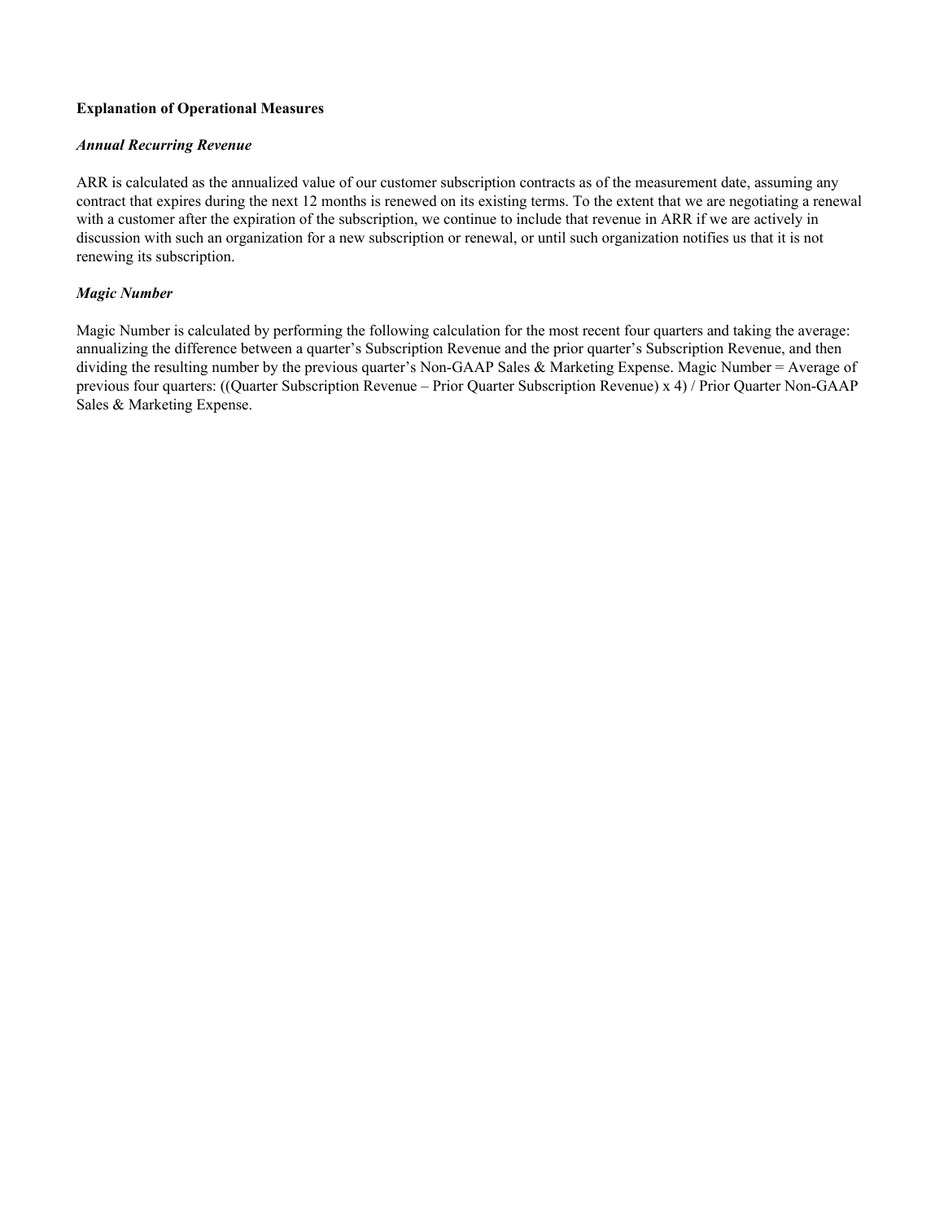**Explanation of Operational Measures**

***Annual Recurring Revenue***

ARR is calculated as the annualized value of our customer subscription contracts as of the measurement date, assuming any contract that expires during the next 12 months is renewed on its existing terms. To the extent that we are negotiating a renewal with a customer after the expiration of the subscription, we continue to include that revenue in ARR if we are actively in discussion with such an organization for a new subscription or renewal, or until such organization notifies us that it is not renewing its subscription.

***Magic Number***

Magic Number is calculated by performing the following calculation for the most recent four quarters and taking the average: annualizing the difference between a quarter's Subscription Revenue and the prior quarter's Subscription Revenue, and then dividing the resulting number by the previous quarter's Non-GAAP Sales & Marketing Expense. Magic Number = Average of previous four quarters: ((Quarter Subscription Revenue – Prior Quarter Subscription Revenue) x 4) / Prior Quarter Non-GAAP Sales & Marketing Expense.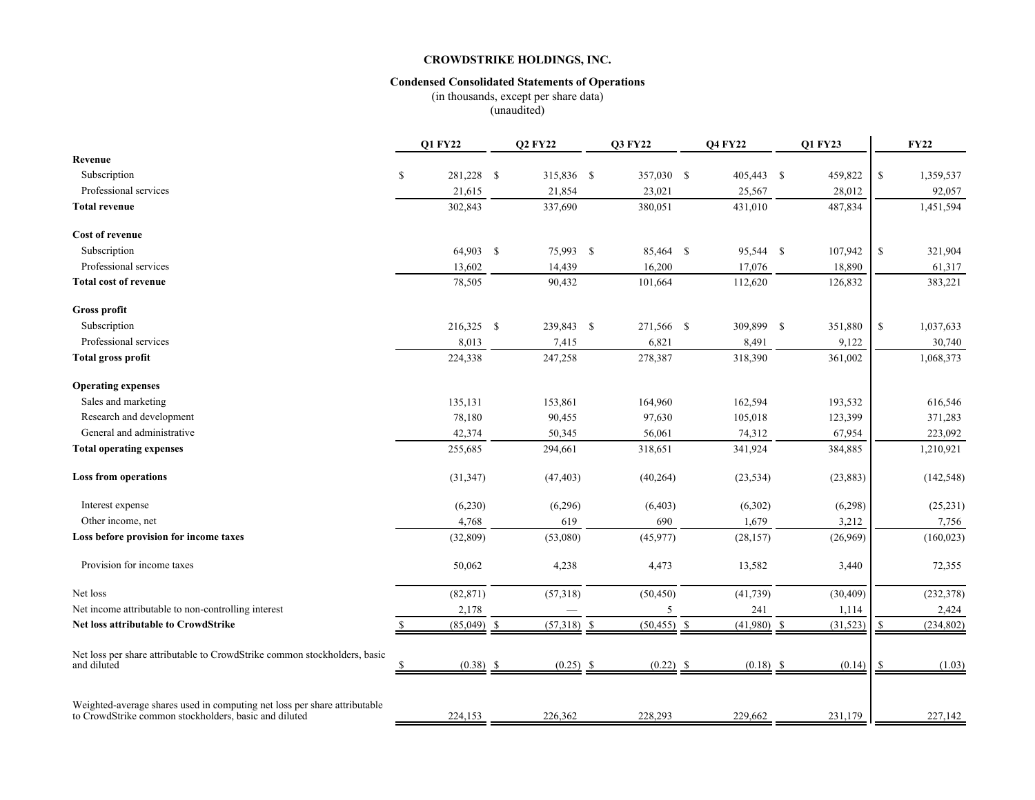**CROWDSTRIKE HOLDINGS, INC.**

**Condensed Consolidated Statements of Operations**
(in thousands, except per share data)
(unaudited)

| | Q1 FY22 | Q2 FY22 | Q3 FY22 | Q4 FY22 | Q1 FY23 | FY22 |
|---|---|---|---|---|---|---|
| **Revenue** | | | | | | |
| Subscription | $ 281,228 | $ 315,836 | $ 357,030 | $ 405,443 | $ 459,822 | $ 1,359,537 |
| Professional services | 21,615 | 21,854 | 23,021 | 25,567 | 28,012 | 92,057 |
| **Total revenue** | 302,843 | 337,690 | 380,051 | 431,010 | 487,834 | 1,451,594 |
| **Cost of revenue** | | | | | | |
| Subscription | 64,903 | $ 75,993 | $ 85,464 | $ 95,544 | $ 107,942 | $ 321,904 |
| Professional services | 13,602 | 14,439 | 16,200 | 17,076 | 18,890 | 61,317 |
| **Total cost of revenue** | 78,505 | 90,432 | 101,664 | 112,620 | 126,832 | 383,221 |
| **Gross profit** | | | | | | |
| Subscription | 216,325 | $ 239,843 | $ 271,566 | $ 309,899 | $ 351,880 | $ 1,037,633 |
| Professional services | 8,013 | 7,415 | 6,821 | 8,491 | 9,122 | 30,740 |
| **Total gross profit** | 224,338 | 247,258 | 278,387 | 318,390 | 361,002 | 1,068,373 |
| **Operating expenses** | | | | | | |
| Sales and marketing | 135,131 | 153,861 | 164,960 | 162,594 | 193,532 | 616,546 |
| Research and development | 78,180 | 90,455 | 97,630 | 105,018 | 123,399 | 371,283 |
| General and administrative | 42,374 | 50,345 | 56,061 | 74,312 | 67,954 | 223,092 |
| **Total operating expenses** | 255,685 | 294,661 | 318,651 | 341,924 | 384,885 | 1,210,921 |
| **Loss from operations** | (31,347) | (47,403) | (40,264) | (23,534) | (23,883) | (142,548) |
| Interest expense | (6,230) | (6,296) | (6,403) | (6,302) | (6,298) | (25,231) |
| Other income, net | 4,768 | 619 | 690 | 1,679 | 3,212 | 7,756 |
| **Loss before provision for income taxes** | (32,809) | (53,080) | (45,977) | (28,157) | (26,969) | (160,023) |
| Provision for income taxes | 50,062 | 4,238 | 4,473 | 13,582 | 3,440 | 72,355 |
| Net loss | (82,871) | (57,318) | (50,450) | (41,739) | (30,409) | (232,378) |
| Net income attributable to non-controlling interest | 2,178 | — | 5 | 241 | 1,114 | 2,424 |
| **Net loss attributable to CrowdStrike** | $ (85,049) | $ (57,318) | $ (50,455) | $ (41,980) | $ (31,523) | $ (234,802) |
| Net loss per share attributable to CrowdStrike common stockholders, basic and diluted | $ (0.38) | $ (0.25) | $ (0.22) | $ (0.18) | $ (0.14) | $ (1.03) |
| Weighted-average shares used in computing net loss per share attributable to CrowdStrike common stockholders, basic and diluted | 224,153 | 226,362 | 228,293 | 229,662 | 231,179 | 227,142 |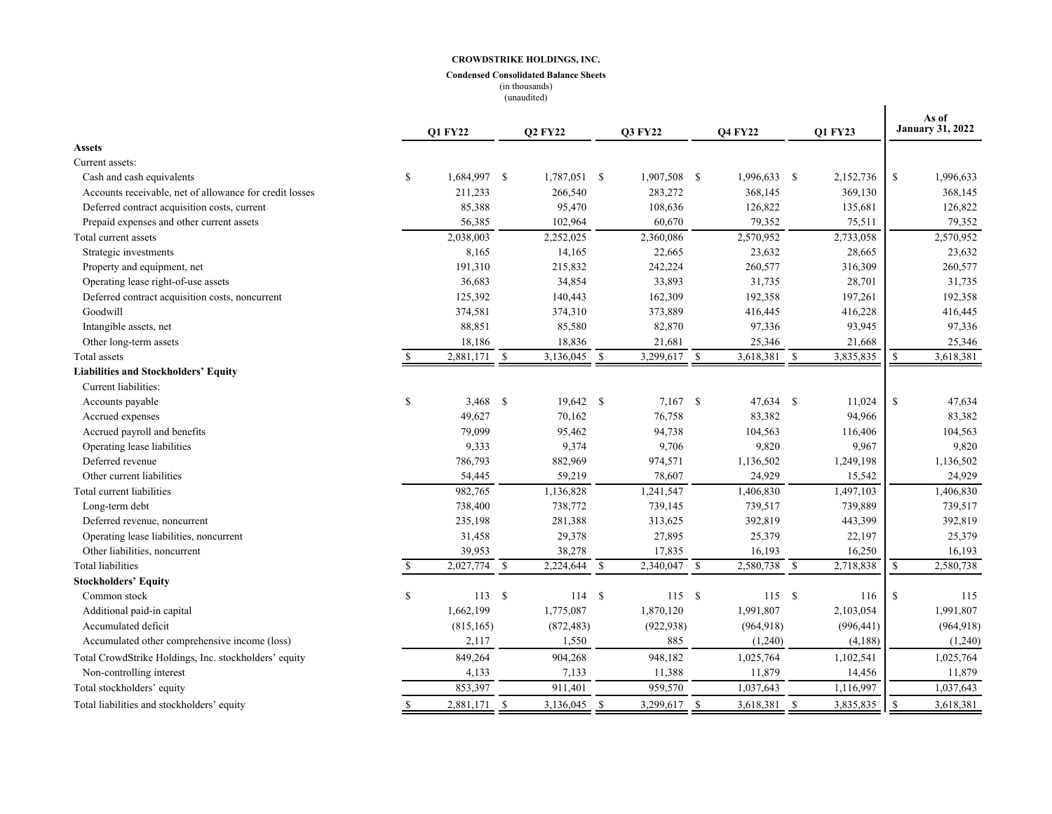**CROWDSTRIKE HOLDINGS, INC.**

**Condensed Consolidated Balance Sheets**
(in thousands)
(unaudited)

| | Q1 FY22 | Q2 FY22 | Q3 FY22 | Q4 FY22 | Q1 FY23 | As of January 31, 2022 |
|---|---|---|---|---|---|---|
| **Assets** | | | | | | |
| Current assets: | | | | | | |
| Cash and cash equivalents | $ 1,684,997 | $ 1,787,051 | $ 1,907,508 | $ 1,996,633 | $ 2,152,736 | $ 1,996,633 |
| Accounts receivable, net of allowance for credit losses | 211,233 | 266,540 | 283,272 | 368,145 | 369,130 | 368,145 |
| Deferred contract acquisition costs, current | 85,388 | 95,470 | 108,636 | 126,822 | 135,681 | 126,822 |
| Prepaid expenses and other current assets | 56,385 | 102,964 | 60,670 | 79,352 | 75,511 | 79,352 |
| Total current assets | 2,038,003 | 2,252,025 | 2,360,086 | 2,570,952 | 2,733,058 | 2,570,952 |
| Strategic investments | 8,165 | 14,165 | 22,665 | 23,632 | 28,665 | 23,632 |
| Property and equipment, net | 191,310 | 215,832 | 242,224 | 260,577 | 316,309 | 260,577 |
| Operating lease right-of-use assets | 36,683 | 34,854 | 33,893 | 31,735 | 28,701 | 31,735 |
| Deferred contract acquisition costs, noncurrent | 125,392 | 140,443 | 162,309 | 192,358 | 197,261 | 192,358 |
| Goodwill | 374,581 | 374,310 | 373,889 | 416,445 | 416,228 | 416,445 |
| Intangible assets, net | 88,851 | 85,580 | 82,870 | 97,336 | 93,945 | 97,336 |
| Other long-term assets | 18,186 | 18,836 | 21,681 | 25,346 | 21,668 | 25,346 |
| Total assets | $ 2,881,171 | $ 3,136,045 | $ 3,299,617 | $ 3,618,381 | $ 3,835,835 | $ 3,618,381 |
| **Liabilities and Stockholders' Equity** | | | | | | |
| Current liabilities: | | | | | | |
| Accounts payable | $ 3,468 | $ 19,642 | $ 7,167 | $ 47,634 | $ 11,024 | $ 47,634 |
| Accrued expenses | 49,627 | 70,162 | 76,758 | 83,382 | 94,966 | 83,382 |
| Accrued payroll and benefits | 79,099 | 95,462 | 94,738 | 104,563 | 116,406 | 104,563 |
| Operating lease liabilities | 9,333 | 9,374 | 9,706 | 9,820 | 9,967 | 9,820 |
| Deferred revenue | 786,793 | 882,969 | 974,571 | 1,136,502 | 1,249,198 | 1,136,502 |
| Other current liabilities | 54,445 | 59,219 | 78,607 | 24,929 | 15,542 | 24,929 |
| Total current liabilities | 982,765 | 1,136,828 | 1,241,547 | 1,406,830 | 1,497,103 | 1,406,830 |
| Long-term debt | 738,400 | 738,772 | 739,145 | 739,517 | 739,889 | 739,517 |
| Deferred revenue, noncurrent | 235,198 | 281,388 | 313,625 | 392,819 | 443,399 | 392,819 |
| Operating lease liabilities, noncurrent | 31,458 | 29,378 | 27,895 | 25,379 | 22,197 | 25,379 |
| Other liabilities, noncurrent | 39,953 | 38,278 | 17,835 | 16,193 | 16,250 | 16,193 |
| Total liabilities | $ 2,027,774 | $ 2,224,644 | $ 2,340,047 | $ 2,580,738 | $ 2,718,838 | $ 2,580,738 |
| **Stockholders' Equity** | | | | | | |
| Common stock | $ 113 | $ 114 | $ 115 | $ 115 | $ 116 | $ 115 |
| Additional paid-in capital | 1,662,199 | 1,775,087 | 1,870,120 | 1,991,807 | 2,103,054 | 1,991,807 |
| Accumulated deficit | (815,165) | (872,483) | (922,938) | (964,918) | (996,441) | (964,918) |
| Accumulated other comprehensive income (loss) | 2,117 | 1,550 | 885 | (1,240) | (4,188) | (1,240) |
| Total CrowdStrike Holdings, Inc. stockholders' equity | 849,264 | 904,268 | 948,182 | 1,025,764 | 1,102,541 | 1,025,764 |
| Non-controlling interest | 4,133 | 7,133 | 11,388 | 11,879 | 14,456 | 11,879 |
| Total stockholders' equity | 853,397 | 911,401 | 959,570 | 1,037,643 | 1,116,997 | 1,037,643 |
| Total liabilities and stockholders' equity | $ 2,881,171 | $ 3,136,045 | $ 3,299,617 | $ 3,618,381 | $ 3,835,835 | $ 3,618,381 |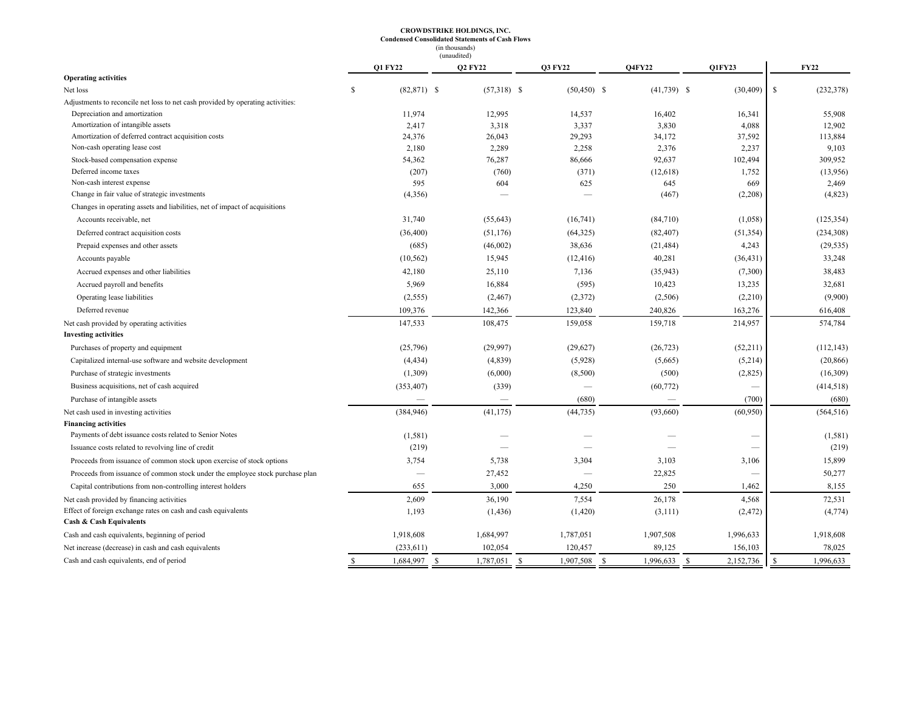**CROWDSTRIKE HOLDINGS, INC.**
**Condensed Consolidated Statements of Cash Flows**
(in thousands)
(unaudited)

| | Q1 FY22 | Q2 FY22 | Q3 FY22 | Q4FY22 | Q1FY23 | FY22 |
|---|---|---|---|---|---|---|
| **Operating activities** | | | | | | |
| Net loss | $ (82,871) | $ (57,318) | $ (50,450) | $ (41,739) | $ (30,409) | $ (232,378) |
| Adjustments to reconcile net loss to net cash provided by operating activities: | | | | | | |
| Depreciation and amortization | 11,974 | 12,995 | 14,537 | 16,402 | 16,341 | 55,908 |
| Amortization of intangible assets | 2,417 | 3,318 | 3,337 | 3,830 | 4,088 | 12,902 |
| Amortization of deferred contract acquisition costs | 24,376 | 26,043 | 29,293 | 34,172 | 37,592 | 113,884 |
| Non-cash operating lease cost | 2,180 | 2,289 | 2,258 | 2,376 | 2,237 | 9,103 |
| Stock-based compensation expense | 54,362 | 76,287 | 86,666 | 92,637 | 102,494 | 309,952 |
| Deferred income taxes | (207) | (760) | (371) | (12,618) | 1,752 | (13,956) |
| Non-cash interest expense | 595 | 604 | 625 | 645 | 669 | 2,469 |
| Change in fair value of strategic investments | (4,356) | — | — | (467) | (2,208) | (4,823) |
| Changes in operating assets and liabilities, net of impact of acquisitions | | | | | | |
| Accounts receivable, net | 31,740 | (55,643) | (16,741) | (84,710) | (1,058) | (125,354) |
| Deferred contract acquisition costs | (36,400) | (51,176) | (64,325) | (82,407) | (51,354) | (234,308) |
| Prepaid expenses and other assets | (685) | (46,002) | 38,636 | (21,484) | 4,243 | (29,535) |
| Accounts payable | (10,562) | 15,945 | (12,416) | 40,281 | (36,431) | 33,248 |
| Accrued expenses and other liabilities | 42,180 | 25,110 | 7,136 | (35,943) | (7,300) | 38,483 |
| Accrued payroll and benefits | 5,969 | 16,884 | (595) | 10,423 | 13,235 | 32,681 |
| Operating lease liabilities | (2,555) | (2,467) | (2,372) | (2,506) | (2,210) | (9,900) |
| Deferred revenue | 109,376 | 142,366 | 123,840 | 240,826 | 163,276 | 616,408 |
| Net cash provided by operating activities | 147,533 | 108,475 | 159,058 | 159,718 | 214,957 | 574,784 |
| **Investing activities** | | | | | | |
| Purchases of property and equipment | (25,796) | (29,997) | (29,627) | (26,723) | (52,211) | (112,143) |
| Capitalized internal-use software and website development | (4,434) | (4,839) | (5,928) | (5,665) | (5,214) | (20,866) |
| Purchase of strategic investments | (1,309) | (6,000) | (8,500) | (500) | (2,825) | (16,309) |
| Business acquisitions, net of cash acquired | (353,407) | (339) | — | (60,772) | — | (414,518) |
| Purchase of intangible assets | — | — | (680) | — | (700) | (680) |
| Net cash used in investing activities | (384,946) | (41,175) | (44,735) | (93,660) | (60,950) | (564,516) |
| **Financing activities** | | | | | | |
| Payments of debt issuance costs related to Senior Notes | (1,581) | — | — | — | — | (1,581) |
| Issuance costs related to revolving line of credit | (219) | — | — | — | — | (219) |
| Proceeds from issuance of common stock upon exercise of stock options | 3,754 | 5,738 | 3,304 | 3,103 | 3,106 | 15,899 |
| Proceeds from issuance of common stock under the employee stock purchase plan | — | 27,452 | — | 22,825 | — | 50,277 |
| Capital contributions from non-controlling interest holders | 655 | 3,000 | 4,250 | 250 | 1,462 | 8,155 |
| Net cash provided by financing activities | 2,609 | 36,190 | 7,554 | 26,178 | 4,568 | 72,531 |
| Effect of foreign exchange rates on cash and cash equivalents | 1,193 | (1,436) | (1,420) | (3,111) | (2,472) | (4,774) |
| **Cash & Cash Equivalents** | | | | | | |
| Cash and cash equivalents, beginning of period | 1,918,608 | 1,684,997 | 1,787,051 | 1,907,508 | 1,996,633 | 1,918,608 |
| Net increase (decrease) in cash and cash equivalents | (233,611) | 102,054 | 120,457 | 89,125 | 156,103 | 78,025 |
| Cash and cash equivalents, end of period | $ 1,684,997 | $ 1,787,051 | $ 1,907,508 | $ 1,996,633 | $ 2,152,736 | $ 1,996,633 |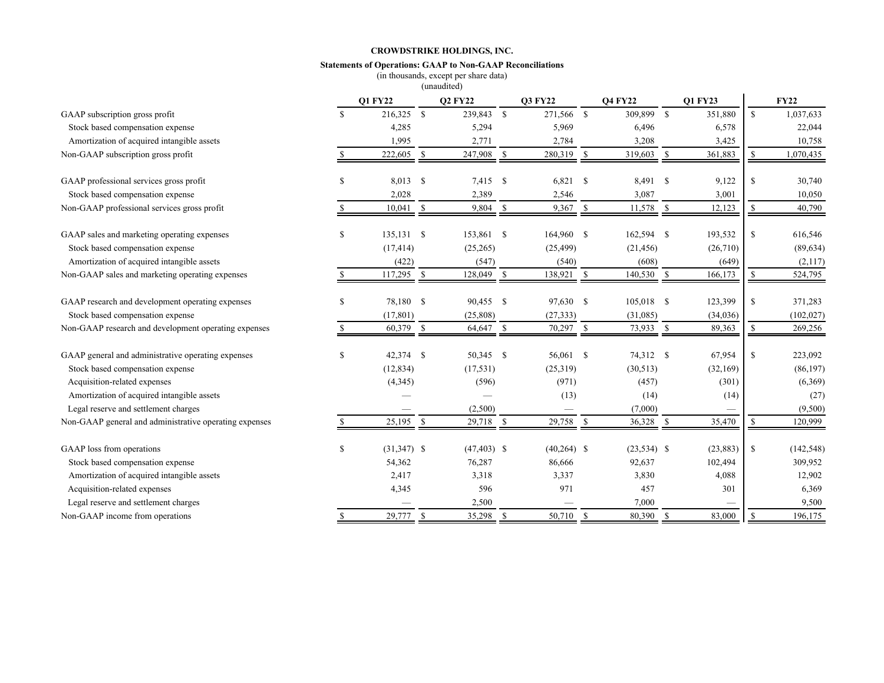**CROWDSTRIKE HOLDINGS, INC.**

**Statements of Operations: GAAP to Non-GAAP Reconciliations**

(in thousands, except per share data)

(unaudited)

| | Q1 FY22 | Q2 FY22 | Q3 FY22 | Q4 FY22 | Q1 FY23 | FY22 |
|---|---|---|---|---|---|---|
| GAAP subscription gross profit | $ 216,325 | $ 239,843 | $ 271,566 | $ 309,899 | $ 351,880 | $ 1,037,633 |
| Stock based compensation expense | 4,285 | 5,294 | 5,969 | 6,496 | 6,578 | 22,044 |
| Amortization of acquired intangible assets | 1,995 | 2,771 | 2,784 | 3,208 | 3,425 | 10,758 |
| Non-GAAP subscription gross profit | $ 222,605 | $ 247,908 | $ 280,319 | $ 319,603 | $ 361,883 | $ 1,070,435 |
| | | | | | | |
| GAAP professional services gross profit | $ 8,013 | $ 7,415 | $ 6,821 | $ 8,491 | $ 9,122 | $ 30,740 |
| Stock based compensation expense | 2,028 | 2,389 | 2,546 | 3,087 | 3,001 | 10,050 |
| Non-GAAP professional services gross profit | $ 10,041 | $ 9,804 | $ 9,367 | $ 11,578 | $ 12,123 | $ 40,790 |
| | | | | | | |
| GAAP sales and marketing operating expenses | $ 135,131 | $ 153,861 | $ 164,960 | $ 162,594 | $ 193,532 | $ 616,546 |
| Stock based compensation expense | (17,414) | (25,265) | (25,499) | (21,456) | (26,710) | (89,634) |
| Amortization of acquired intangible assets | (422) | (547) | (540) | (608) | (649) | (2,117) |
| Non-GAAP sales and marketing operating expenses | $ 117,295 | $ 128,049 | $ 138,921 | $ 140,530 | $ 166,173 | $ 524,795 |
| | | | | | | |
| GAAP research and development operating expenses | $ 78,180 | $ 90,455 | $ 97,630 | $ 105,018 | $ 123,399 | $ 371,283 |
| Stock based compensation expense | (17,801) | (25,808) | (27,333) | (31,085) | (34,036) | (102,027) |
| Non-GAAP research and development operating expenses | $ 60,379 | $ 64,647 | $ 70,297 | $ 73,933 | $ 89,363 | $ 269,256 |
| | | | | | | |
| GAAP general and administrative operating expenses | $ 42,374 | $ 50,345 | $ 56,061 | $ 74,312 | $ 67,954 | $ 223,092 |
| Stock based compensation expense | (12,834) | (17,531) | (25,319) | (30,513) | (32,169) | (86,197) |
| Acquisition-related expenses | (4,345) | (596) | (971) | (457) | (301) | (6,369) |
| Amortization of acquired intangible assets | — | — | (13) | (14) | (14) | (27) |
| Legal reserve and settlement charges | — | (2,500) | — | (7,000) | — | (9,500) |
| Non-GAAP general and administrative operating expenses | $ 25,195 | $ 29,718 | $ 29,758 | $ 36,328 | $ 35,470 | $ 120,999 |
| | | | | | | |
| GAAP loss from operations | $ (31,347) | $ (47,403) | $ (40,264) | $ (23,534) | $ (23,883) | $ (142,548) |
| Stock based compensation expense | 54,362 | 76,287 | 86,666 | 92,637 | 102,494 | 309,952 |
| Amortization of acquired intangible assets | 2,417 | 3,318 | 3,337 | 3,830 | 4,088 | 12,902 |
| Acquisition-related expenses | 4,345 | 596 | 971 | 457 | 301 | 6,369 |
| Legal reserve and settlement charges | — | 2,500 | — | 7,000 | — | 9,500 |
| Non-GAAP income from operations | $ 29,777 | $ 35,298 | $ 50,710 | $ 80,390 | $ 83,000 | $ 196,175 |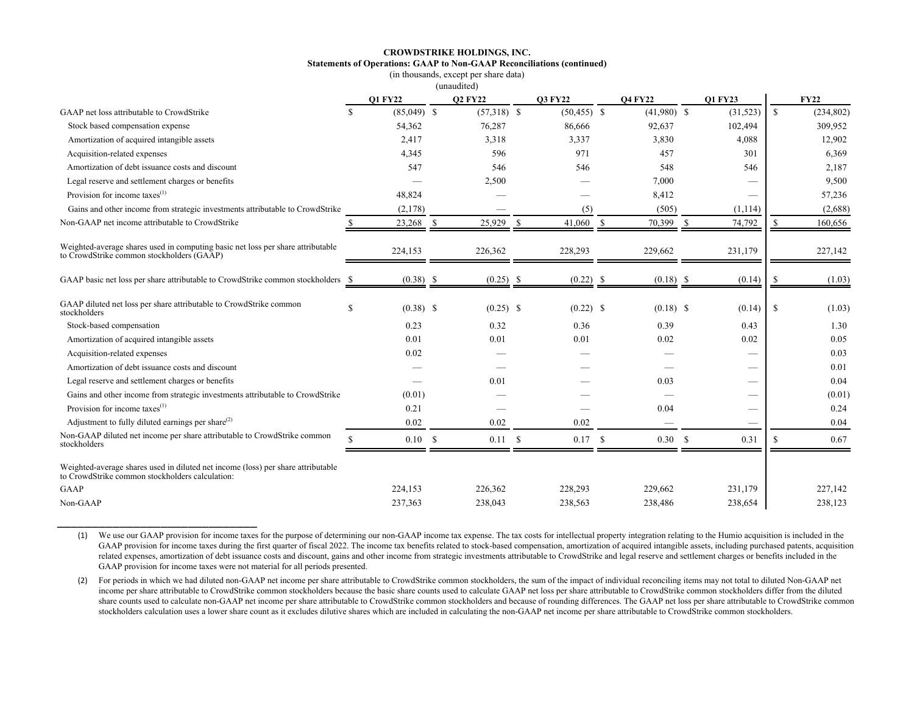**CROWDSTRIKE HOLDINGS, INC.**
**Statements of Operations: GAAP to Non-GAAP Reconciliations (continued)**
(in thousands, except per share data)
(unaudited)

| | Q1 FY22 | Q2 FY22 | Q3 FY22 | Q4 FY22 | Q1 FY23 | FY22 |
|---|---|---|---|---|---|---|
| GAAP net loss attributable to CrowdStrike | $ (85,049) | $ (57,318) | $ (50,455) | $ (41,980) | $ (31,523) | $ (234,802) |
| Stock based compensation expense | 54,362 | 76,287 | 86,666 | 92,637 | 102,494 | 309,952 |
| Amortization of acquired intangible assets | 2,417 | 3,318 | 3,337 | 3,830 | 4,088 | 12,902 |
| Acquisition-related expenses | 4,345 | 596 | 971 | 457 | 301 | 6,369 |
| Amortization of debt issuance costs and discount | 547 | 546 | 546 | 548 | 546 | 2,187 |
| Legal reserve and settlement charges or benefits | — | 2,500 | — | 7,000 | — | 9,500 |
| Provision for income taxes[(1)] | 48,824 | — | — | 8,412 | — | 57,236 |
| Gains and other income from strategic investments attributable to CrowdStrike | (2,178) | — | (5) | (505) | (1,114) | (2,688) |
| Non-GAAP net income attributable to CrowdStrike | $ 23,268 | $ 25,929 | $ 41,060 | $ 70,399 | $ 74,792 | $ 160,656 |
| | | | | | | |
| Weighted-average shares used in computing basic net loss per share attributable to CrowdStrike common stockholders (GAAP) | 224,153 | 226,362 | 228,293 | 229,662 | 231,179 | 227,142 |
| | | | | | | |
| GAAP basic net loss per share attributable to CrowdStrike common stockholders | $ (0.38) | $ (0.25) | $ (0.22) | $ (0.18) | $ (0.14) | $ (1.03) |
| | | | | | | |
| GAAP diluted net loss per share attributable to CrowdStrike common stockholders | $ (0.38) | $ (0.25) | $ (0.22) | $ (0.18) | $ (0.14) | $ (1.03) |
| Stock-based compensation | 0.23 | 0.32 | 0.36 | 0.39 | 0.43 | 1.30 |
| Amortization of acquired intangible assets | 0.01 | 0.01 | 0.01 | 0.02 | 0.02 | 0.05 |
| Acquisition-related expenses | 0.02 | — | — | — | — | 0.03 |
| Amortization of debt issuance costs and discount | — | — | — | — | — | 0.01 |
| Legal reserve and settlement charges or benefits | — | 0.01 | — | 0.03 | — | 0.04 |
| Gains and other income from strategic investments attributable to CrowdStrike | (0.01) | — | — | — | — | (0.01) |
| Provision for income taxes[(1)] | 0.21 | — | — | 0.04 | — | 0.24 |
| Adjustment to fully diluted earnings per share[(2)] | 0.02 | 0.02 | 0.02 | — | — | 0.04 |
| Non-GAAP diluted net income per share attributable to CrowdStrike common stockholders | $ 0.10 | $ 0.11 | $ 0.17 | $ 0.30 | $ 0.31 | $ 0.67 |
| | | | | | | |
| Weighted-average shares used in diluted net income (loss) per share attributable to CrowdStrike common stockholders calculation: | | | | | | |
| GAAP | 224,153 | 226,362 | 228,293 | 229,662 | 231,179 | 227,142 |
| Non-GAAP | 237,363 | 238,043 | 238,563 | 238,486 | 238,654 | 238,123 |

(1) We use our GAAP provision for income taxes for the purpose of determining our non-GAAP income tax expense. The tax costs for intellectual property integration relating to the Humio acquisition is included in the GAAP provision for income taxes during the first quarter of fiscal 2022. The income tax benefits related to stock-based compensation, amortization of acquired intangible assets, including purchased patents, acquisition related expenses, amortization of debt issuance costs and discount, gains and other income from strategic investments attributable to CrowdStrike and legal reserve and settlement charges or benefits included in the GAAP provision for income taxes were not material for all periods presented.

(2) For periods in which we had diluted non-GAAP net income per share attributable to CrowdStrike common stockholders, the sum of the impact of individual reconciling items may not total to diluted Non-GAAP net income per share attributable to CrowdStrike common stockholders because the basic share counts used to calculate GAAP net loss per share attributable to CrowdStrike common stockholders differ from the diluted share counts used to calculate non-GAAP net income per share attributable to CrowdStrike common stockholders and because of rounding differences. The GAAP net loss per share attributable to CrowdStrike common stockholders calculation uses a lower share count as it excludes dilutive shares which are included in calculating the non-GAAP net income per share attributable to CrowdStrike common stockholders.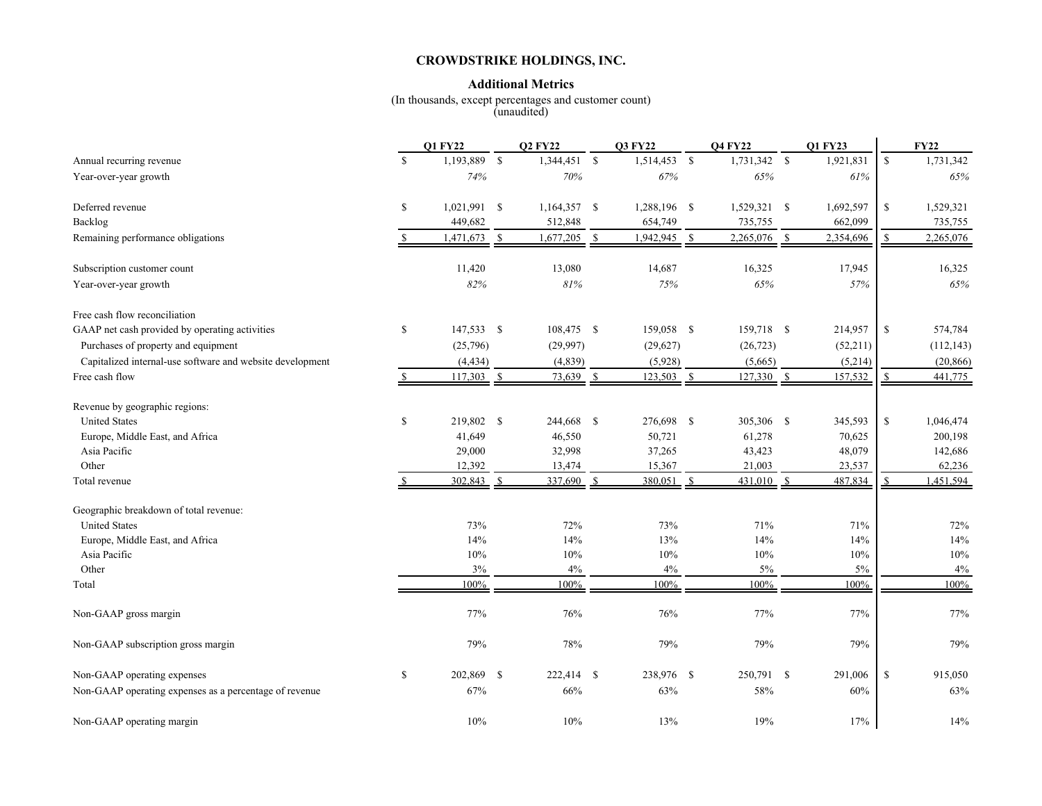# CROWDSTRIKE HOLDINGS, INC.

## Additional Metrics

(In thousands, except percentages and customer count)
(unaudited)

| | Q1 FY22 | Q2 FY22 | Q3 FY22 | Q4 FY22 | Q1 FY23 | FY22 |
|---|---|---|---|---|---|---|
| Annual recurring revenue | $ 1,193,889 | $ 1,344,451 | $ 1,514,453 | $ 1,731,342 | $ 1,921,831 | $ 1,731,342 |
| Year-over-year growth | *74%* | *70%* | *67%* | *65%* | *61%* | *65%* |
| | | | | | | |
| Deferred revenue | $ 1,021,991 | $ 1,164,357 | $ 1,288,196 | $ 1,529,321 | $ 1,692,597 | $ 1,529,321 |
| Backlog | 449,682 | 512,848 | 654,749 | 735,755 | 662,099 | 735,755 |
| Remaining performance obligations | $ 1,471,673 | $ 1,677,205 | $ 1,942,945 | $ 2,265,076 | $ 2,354,696 | $ 2,265,076 |
| | | | | | | |
| Subscription customer count | 11,420 | 13,080 | 14,687 | 16,325 | 17,945 | 16,325 |
| Year-over-year growth | *82%* | *81%* | *75%* | *65%* | *57%* | *65%* |
| | | | | | | |
| Free cash flow reconciliation | | | | | | |
| GAAP net cash provided by operating activities | $ 147,533 | $ 108,475 | $ 159,058 | $ 159,718 | $ 214,957 | $ 574,784 |
| Purchases of property and equipment | (25,796) | (29,997) | (29,627) | (26,723) | (52,211) | (112,143) |
| Capitalized internal-use software and website development | (4,434) | (4,839) | (5,928) | (5,665) | (5,214) | (20,866) |
| Free cash flow | $ 117,303 | $ 73,639 | $ 123,503 | $ 127,330 | $ 157,532 | $ 441,775 |
| | | | | | | |
| Revenue by geographic regions: | | | | | | |
| United States | $ 219,802 | $ 244,668 | $ 276,698 | $ 305,306 | $ 345,593 | $ 1,046,474 |
| Europe, Middle East, and Africa | 41,649 | 46,550 | 50,721 | 61,278 | 70,625 | 200,198 |
| Asia Pacific | 29,000 | 32,998 | 37,265 | 43,423 | 48,079 | 142,686 |
| Other | 12,392 | 13,474 | 15,367 | 21,003 | 23,537 | 62,236 |
| Total revenue | $ 302,843 | $ 337,690 | $ 380,051 | $ 431,010 | $ 487,834 | $ 1,451,594 |
| | | | | | | |
| Geographic breakdown of total revenue: | | | | | | |
| United States | 73% | 72% | 73% | 71% | 71% | 72% |
| Europe, Middle East, and Africa | 14% | 14% | 13% | 14% | 14% | 14% |
| Asia Pacific | 10% | 10% | 10% | 10% | 10% | 10% |
| Other | 3% | 4% | 4% | 5% | 5% | 4% |
| Total | 100% | 100% | 100% | 100% | 100% | 100% |
| | | | | | | |
| Non-GAAP gross margin | 77% | 76% | 76% | 77% | 77% | 77% |
| | | | | | | |
| Non-GAAP subscription gross margin | 79% | 78% | 79% | 79% | 79% | 79% |
| | | | | | | |
| Non-GAAP operating expenses | $ 202,869 | $ 222,414 | $ 238,976 | $ 250,791 | $ 291,006 | $ 915,050 |
| Non-GAAP operating expenses as a percentage of revenue | 67% | 66% | 63% | 58% | 60% | 63% |
| | | | | | | |
| Non-GAAP operating margin | 10% | 10% | 13% | 19% | 17% | 14% |